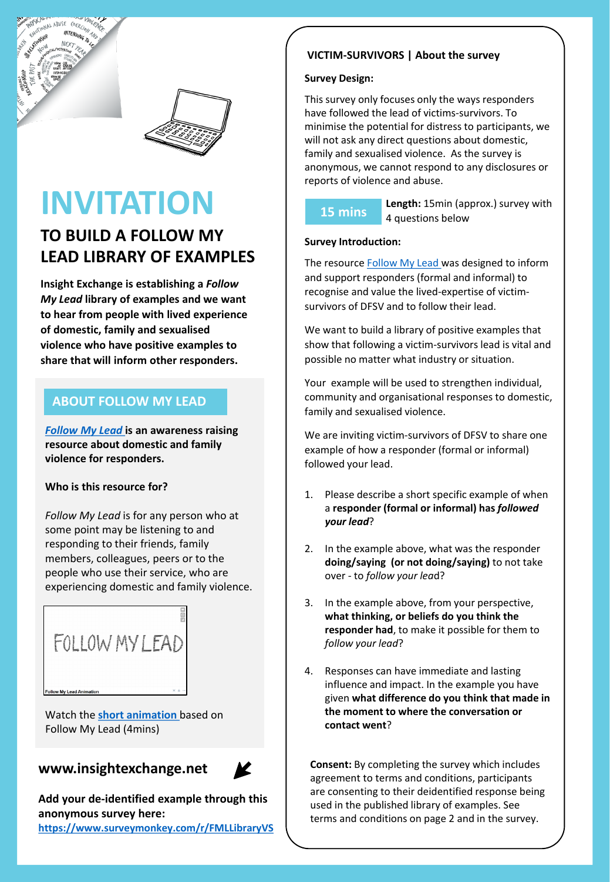# INVITATION

## TO BUILD A FOLLOW MY LEAD LIBRARY OF EXAMPLES

**Insight Exchange is establishing a *Follow My Lead* library of examples and we want to hear from people with lived experience of domestic, family and sexualised violence who have positive examples to share that will inform other responders.**

### ABOUT FOLLOW MY LEAD

***Follow My Lead* is an awareness raising resource about domestic and family violence for responders.**

**Who is this resource for?**

*Follow My Lead* is for any person who at some point may be listening to and responding to their friends, family members, colleagues, peers or to the people who use their service, who are experiencing domestic and family violence.

Watch the **short animation** based on Follow My Lead (4mins)

**www.insightexchange.net**

**Add your de-identified example through this anonymous survey here:**
**https://www.surveymonkey.com/r/FMLLibraryVS**

### VICTIM-SURVIVORS | About the survey

**Survey Design:**

This survey only focuses only the ways responders have followed the lead of victims-survivors. To minimise the potential for distress to participants, we will not ask any direct questions about domestic, family and sexualised violence. As the survey is anonymous, we cannot respond to any disclosures or reports of violence and abuse.

**15 mins** — **Length:** 15min (approx.) survey with 4 questions below

**Survey Introduction:**

The resource Follow My Lead was designed to inform and support responders (formal and informal) to recognise and value the lived-expertise of victim-survivors of DFSV and to follow their lead.

We want to build a library of positive examples that show that following a victim-survivors lead is vital and possible no matter what industry or situation.

Your example will be used to strengthen individual, community and organisational responses to domestic, family and sexualised violence.

We are inviting victim-survivors of DFSV to share one example of how a responder (formal or informal) followed your lead.

1. Please describe a short specific example of when a **responder (formal or informal) has *followed your lead***?
2. In the example above, what was the responder **doing/saying (or not doing/saying)** to not take over - to *follow your lead*?
3. In the example above, from your perspective, **what thinking, or beliefs do you think the responder had**, to make it possible for them to *follow your lead*?
4. Responses can have immediate and lasting influence and impact. In the example you have given **what difference do you think that made in the moment to where the conversation or contact went**?

**Consent:** By completing the survey which includes agreement to terms and conditions, participants are consenting to their deidentified response being used in the published library of examples. See terms and conditions on page 2 and in the survey.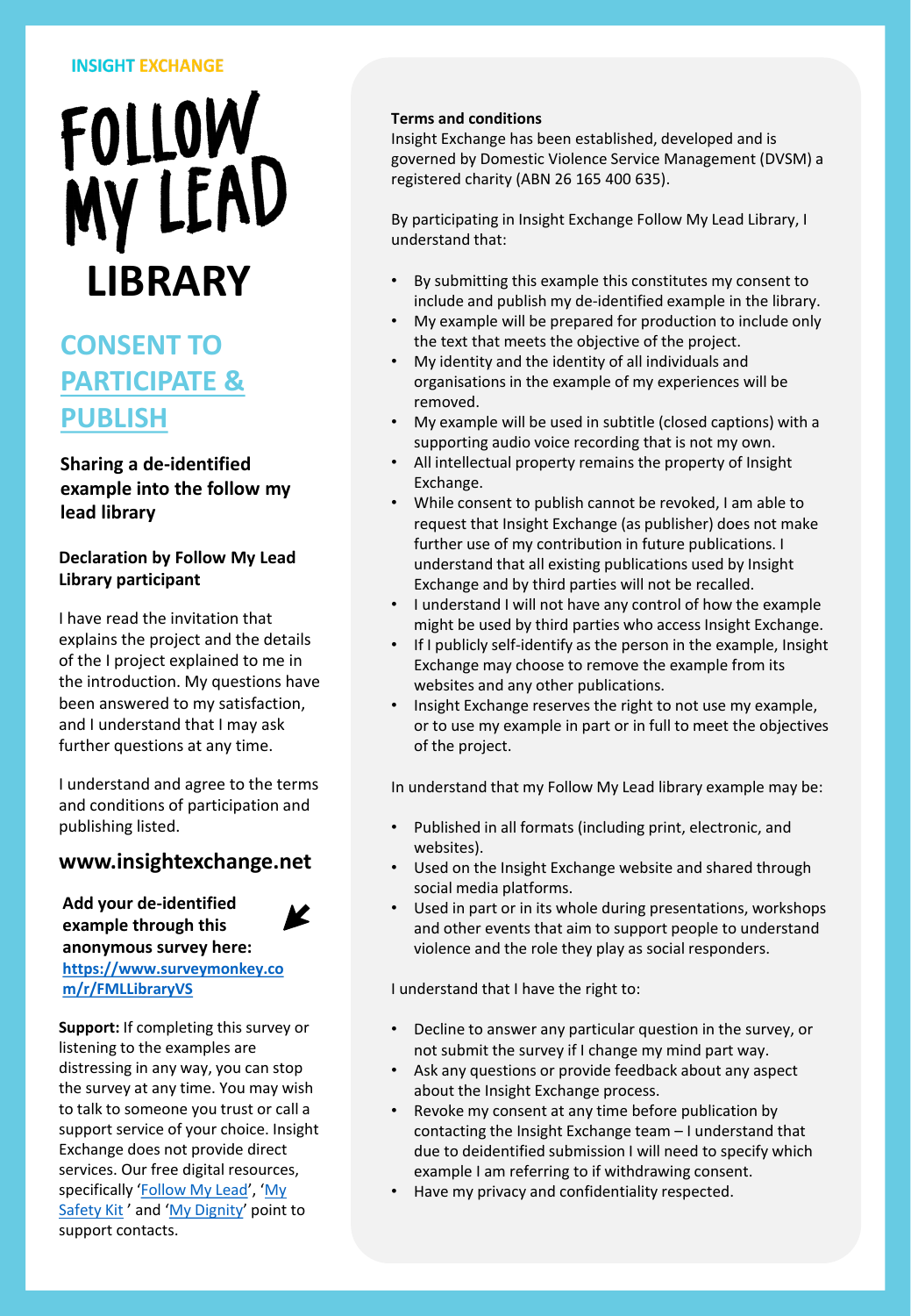INSIGHT EXCHANGE

# FOLLOW MY LEAD LIBRARY

## CONSENT TO PARTICIPATE & PUBLISH

### Sharing a de-identified example into the follow my lead library

**Declaration by Follow My Lead Library participant**

I have read the invitation that explains the project and the details of the I project explained to me in the introduction. My questions have been answered to my satisfaction, and I understand that I may ask further questions at any time.

I understand and agree to the terms and conditions of participation and publishing listed.

### www.insightexchange.net

**Add your de-identified example through this anonymous survey here:** **https://www.surveymonkey.com/r/FMLLibraryVS**

**Support:** If completing this survey or listening to the examples are distressing in any way, you can stop the survey at any time. You may wish to talk to someone you trust or call a support service of your choice. Insight Exchange does not provide direct services. Our free digital resources, specifically 'Follow My Lead', 'My Safety Kit ' and 'My Dignity' point to support contacts.

**Terms and conditions**

Insight Exchange has been established, developed and is governed by Domestic Violence Service Management (DVSM) a registered charity (ABN 26 165 400 635).

By participating in Insight Exchange Follow My Lead Library, I understand that:

- By submitting this example this constitutes my consent to include and publish my de-identified example in the library.
- My example will be prepared for production to include only the text that meets the objective of the project.
- My identity and the identity of all individuals and organisations in the example of my experiences will be removed.
- My example will be used in subtitle (closed captions) with a supporting audio voice recording that is not my own.
- All intellectual property remains the property of Insight Exchange.
- While consent to publish cannot be revoked, I am able to request that Insight Exchange (as publisher) does not make further use of my contribution in future publications. I understand that all existing publications used by Insight Exchange and by third parties will not be recalled.
- I understand I will not have any control of how the example might be used by third parties who access Insight Exchange.
- If I publicly self-identify as the person in the example, Insight Exchange may choose to remove the example from its websites and any other publications.
- Insight Exchange reserves the right to not use my example, or to use my example in part or in full to meet the objectives of the project.

In understand that my Follow My Lead library example may be:

- Published in all formats (including print, electronic, and websites).
- Used on the Insight Exchange website and shared through social media platforms.
- Used in part or in its whole during presentations, workshops and other events that aim to support people to understand violence and the role they play as social responders.

I understand that I have the right to:

- Decline to answer any particular question in the survey, or not submit the survey if I change my mind part way.
- Ask any questions or provide feedback about any aspect about the Insight Exchange process.
- Revoke my consent at any time before publication by contacting the Insight Exchange team – I understand that due to deidentified submission I will need to specify which example I am referring to if withdrawing consent.
- Have my privacy and confidentiality respected.